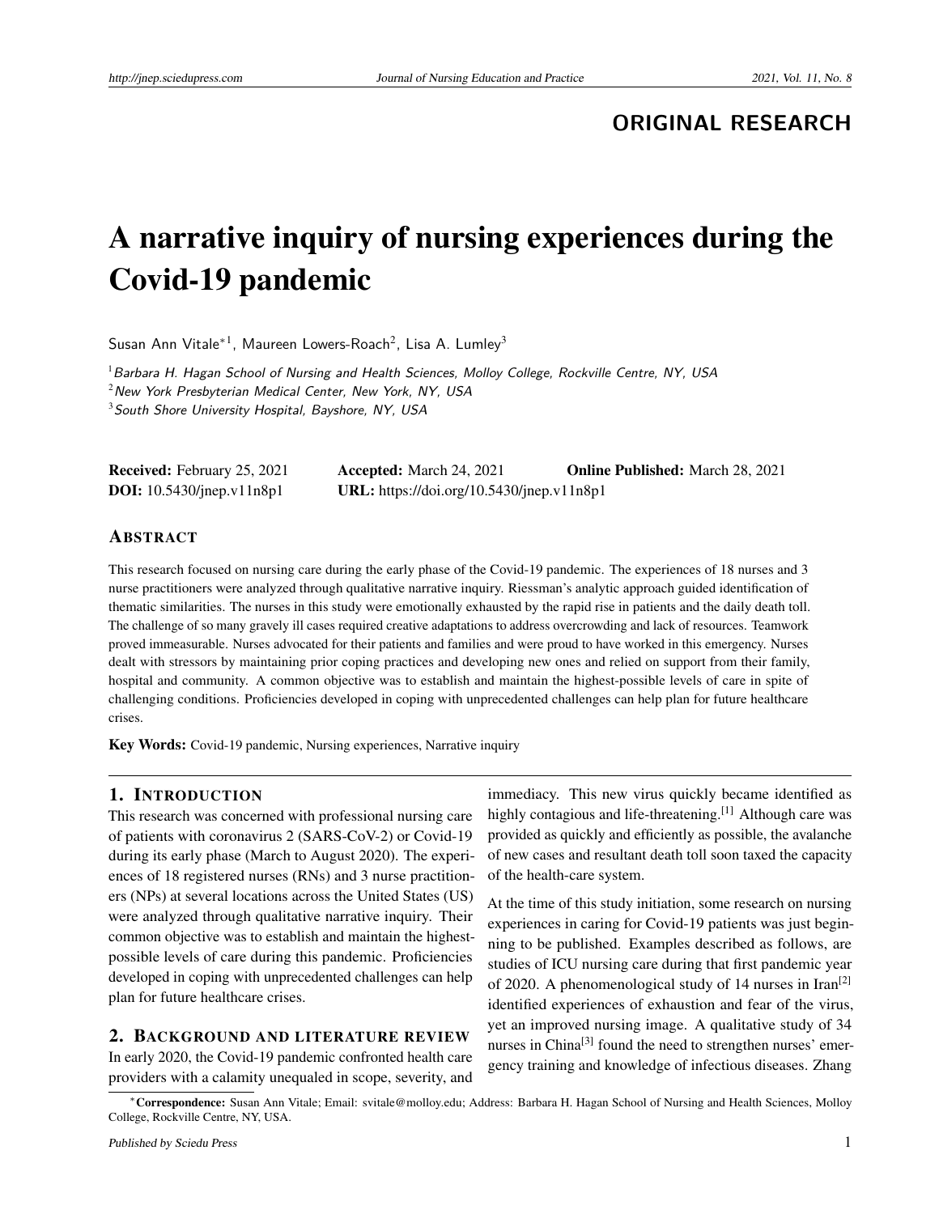ORIGINAL RESEARCH

# A narrative inquiry of nursing experiences during the Covid-19 pandemic

Susan Ann Vitale*[1], Maureen Lowers-Roach[2], Lisa A. Lumley[3]

[1] *Barbara H. Hagan School of Nursing and Health Sciences, Molloy College, Rockville Centre, NY, USA*
[2] *New York Presbyterian Medical Center, New York, NY, USA*
[3] *South Shore University Hospital, Bayshore, NY, USA*

**Received:** February 25, 2021 **Accepted:** March 24, 2021 **Online Published:** March 28, 2021
**DOI:** 10.5430/jnep.v11n8p1 **URL:** https://doi.org/10.5430/jnep.v11n8p1

## ABSTRACT

This research focused on nursing care during the early phase of the Covid-19 pandemic. The experiences of 18 nurses and 3 nurse practitioners were analyzed through qualitative narrative inquiry. Riessman's analytic approach guided identification of thematic similarities. The nurses in this study were emotionally exhausted by the rapid rise in patients and the daily death toll. The challenge of so many gravely ill cases required creative adaptations to address overcrowding and lack of resources. Teamwork proved immeasurable. Nurses advocated for their patients and families and were proud to have worked in this emergency. Nurses dealt with stressors by maintaining prior coping practices and developing new ones and relied on support from their family, hospital and community. A common objective was to establish and maintain the highest-possible levels of care in spite of challenging conditions. Proficiencies developed in coping with unprecedented challenges can help plan for future healthcare crises.

**Key Words:** Covid-19 pandemic, Nursing experiences, Narrative inquiry

## 1. INTRODUCTION

This research was concerned with professional nursing care of patients with coronavirus 2 (SARS-CoV-2) or Covid-19 during its early phase (March to August 2020). The experiences of 18 registered nurses (RNs) and 3 nurse practitioners (NPs) at several locations across the United States (US) were analyzed through qualitative narrative inquiry. Their common objective was to establish and maintain the highest-possible levels of care during this pandemic. Proficiencies developed in coping with unprecedented challenges can help plan for future healthcare crises.

## 2. BACKGROUND AND LITERATURE REVIEW

In early 2020, the Covid-19 pandemic confronted health care providers with a calamity unequaled in scope, severity, and immediacy. This new virus quickly became identified as highly contagious and life-threatening.[1] Although care was provided as quickly and efficiently as possible, the avalanche of new cases and resultant death toll soon taxed the capacity of the health-care system.

At the time of this study initiation, some research on nursing experiences in caring for Covid-19 patients was just beginning to be published. Examples described as follows, are studies of ICU nursing care during that first pandemic year of 2020. A phenomenological study of 14 nurses in Iran[2] identified experiences of exhaustion and fear of the virus, yet an improved nursing image. A qualitative study of 34 nurses in China[3] found the need to strengthen nurses' emergency training and knowledge of infectious diseases. Zhang

---

*Correspondence: Susan Ann Vitale; Email: svitale@molloy.edu; Address: Barbara H. Hagan School of Nursing and Health Sciences, Molloy College, Rockville Centre, NY, USA.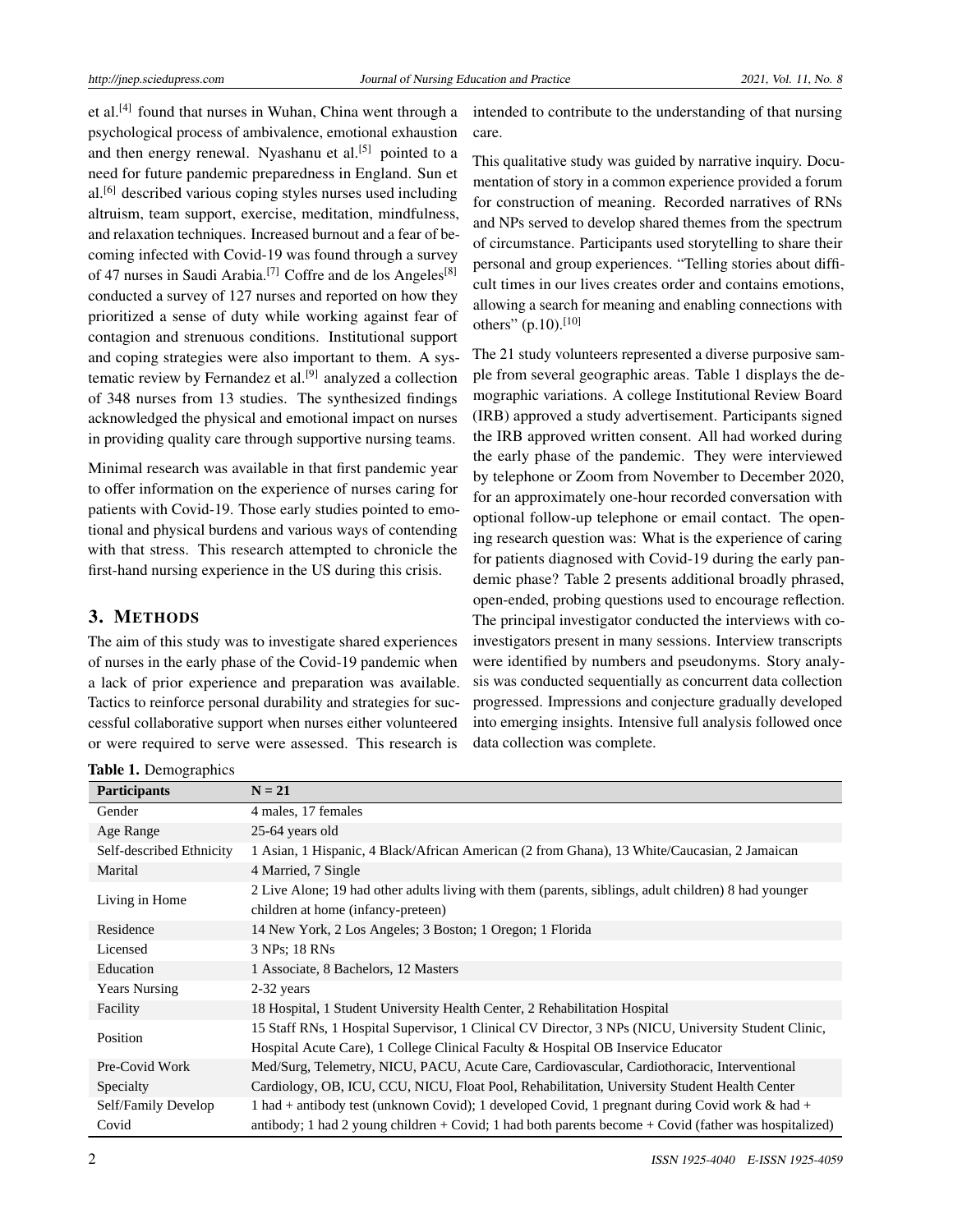et al.[4] found that nurses in Wuhan, China went through a psychological process of ambivalence, emotional exhaustion and then energy renewal. Nyashanu et al.[5] pointed to a need for future pandemic preparedness in England. Sun et al.[6] described various coping styles nurses used including altruism, team support, exercise, meditation, mindfulness, and relaxation techniques. Increased burnout and a fear of becoming infected with Covid-19 was found through a survey of 47 nurses in Saudi Arabia.[7] Coffre and de los Angeles[8] conducted a survey of 127 nurses and reported on how they prioritized a sense of duty while working against fear of contagion and strenuous conditions. Institutional support and coping strategies were also important to them. A systematic review by Fernandez et al.[9] analyzed a collection of 348 nurses from 13 studies. The synthesized findings acknowledged the physical and emotional impact on nurses in providing quality care through supportive nursing teams.

Minimal research was available in that first pandemic year to offer information on the experience of nurses caring for patients with Covid-19. Those early studies pointed to emotional and physical burdens and various ways of contending with that stress. This research attempted to chronicle the first-hand nursing experience in the US during this crisis.

## 3. METHODS

The aim of this study was to investigate shared experiences of nurses in the early phase of the Covid-19 pandemic when a lack of prior experience and preparation was available. Tactics to reinforce personal durability and strategies for successful collaborative support when nurses either volunteered or were required to serve were assessed. This research is intended to contribute to the understanding of that nursing care.

This qualitative study was guided by narrative inquiry. Documentation of story in a common experience provided a forum for construction of meaning. Recorded narratives of RNs and NPs served to develop shared themes from the spectrum of circumstance. Participants used storytelling to share their personal and group experiences. "Telling stories about difficult times in our lives creates order and contains emotions, allowing a search for meaning and enabling connections with others" (p.10).[10]

The 21 study volunteers represented a diverse purposive sample from several geographic areas. Table 1 displays the demographic variations. A college Institutional Review Board (IRB) approved a study advertisement. Participants signed the IRB approved written consent. All had worked during the early phase of the pandemic. They were interviewed by telephone or Zoom from November to December 2020, for an approximately one-hour recorded conversation with optional follow-up telephone or email contact. The opening research question was: What is the experience of caring for patients diagnosed with Covid-19 during the early pandemic phase? Table 2 presents additional broadly phrased, open-ended, probing questions used to encourage reflection. The principal investigator conducted the interviews with co-investigators present in many sessions. Interview transcripts were identified by numbers and pseudonyms. Story analysis was conducted sequentially as concurrent data collection progressed. Impressions and conjecture gradually developed into emerging insights. Intensive full analysis followed once data collection was complete.

**Table 1.** Demographics

| Participants | N = 21 |
|---|---|
| Gender | 4 males, 17 females |
| Age Range | 25-64 years old |
| Self-described Ethnicity | 1 Asian, 1 Hispanic, 4 Black/African American (2 from Ghana), 13 White/Caucasian, 2 Jamaican |
| Marital | 4 Married, 7 Single |
| Living in Home | 2 Live Alone; 19 had other adults living with them (parents, siblings, adult children) 8 had younger children at home (infancy-preteen) |
| Residence | 14 New York, 2 Los Angeles; 3 Boston; 1 Oregon; 1 Florida |
| Licensed | 3 NPs; 18 RNs |
| Education | 1 Associate, 8 Bachelors, 12 Masters |
| Years Nursing | 2-32 years |
| Facility | 18 Hospital, 1 Student University Health Center, 2 Rehabilitation Hospital |
| Position | 15 Staff RNs, 1 Hospital Supervisor, 1 Clinical CV Director, 3 NPs (NICU, University Student Clinic, Hospital Acute Care), 1 College Clinical Faculty & Hospital OB Inservice Educator |
| Pre-Covid Work Specialty | Med/Surg, Telemetry, NICU, PACU, Acute Care, Cardiovascular, Cardiothoracic, Interventional Cardiology, OB, ICU, CCU, NICU, Float Pool, Rehabilitation, University Student Health Center |
| Self/Family Develop Covid | 1 had + antibody test (unknown Covid); 1 developed Covid, 1 pregnant during Covid work & had + antibody; 1 had 2 young children + Covid; 1 had both parents become + Covid (father was hospitalized) |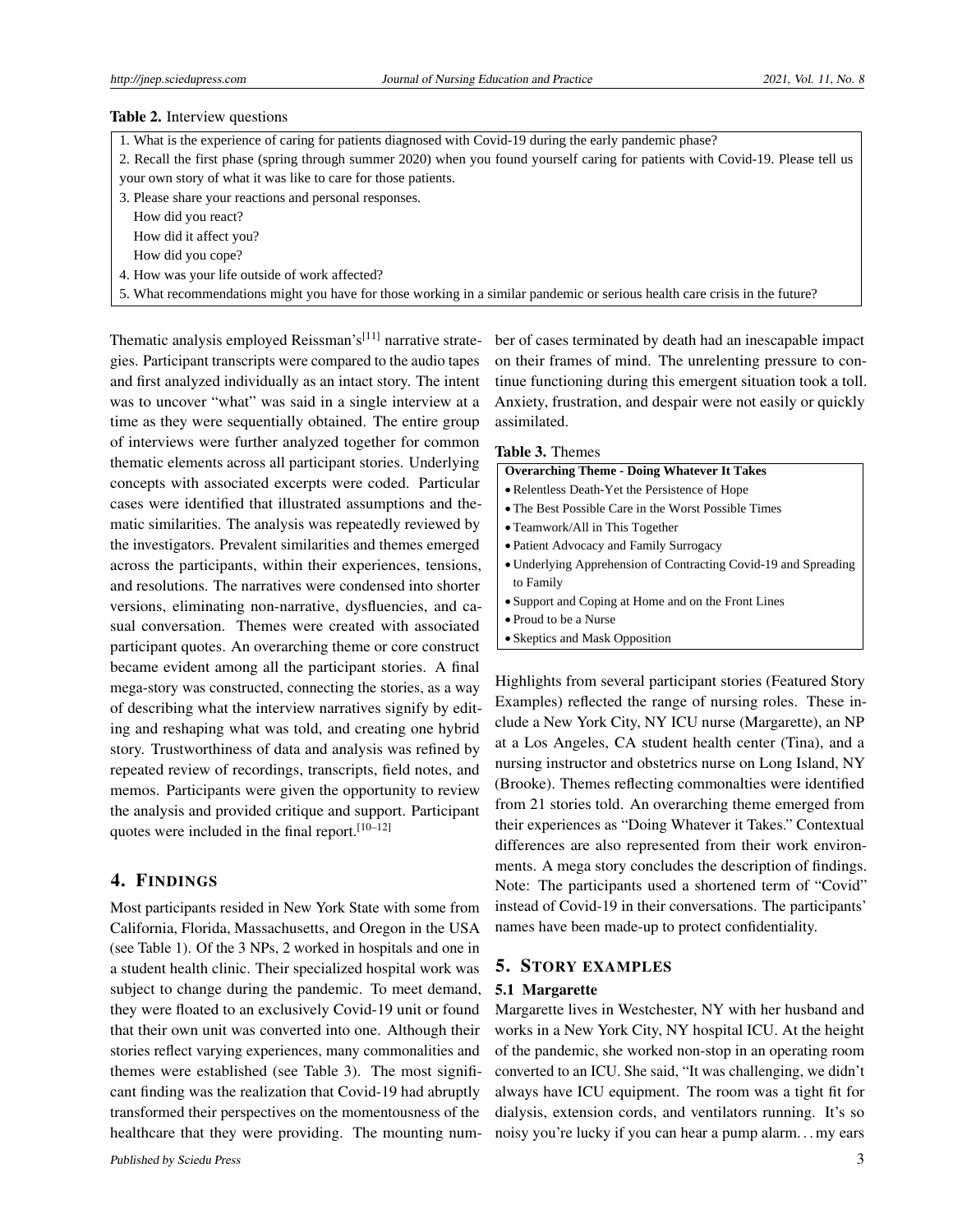**Table 2.** Interview questions

| |
|---|
| 1. What is the experience of caring for patients diagnosed with Covid-19 during the early pandemic phase? |
| 2. Recall the first phase (spring through summer 2020) when you found yourself caring for patients with Covid-19. Please tell us your own story of what it was like to care for those patients. |
| 3. Please share your reactions and personal responses. How did you react? How did it affect you? How did you cope? |
| 4. How was your life outside of work affected? |
| 5. What recommendations might you have for those working in a similar pandemic or serious health care crisis in the future? |

Thematic analysis employed Reissman's[11] narrative strategies. Participant transcripts were compared to the audio tapes and first analyzed individually as an intact story. The intent was to uncover "what" was said in a single interview at a time as they were sequentially obtained. The entire group of interviews were further analyzed together for common thematic elements across all participant stories. Underlying concepts with associated excerpts were coded. Particular cases were identified that illustrated assumptions and thematic similarities. The analysis was repeatedly reviewed by the investigators. Prevalent similarities and themes emerged across the participants, within their experiences, tensions, and resolutions. The narratives were condensed into shorter versions, eliminating non-narrative, dysfluencies, and casual conversation. Themes were created with associated participant quotes. An overarching theme or core construct became evident among all the participant stories. A final mega-story was constructed, connecting the stories, as a way of describing what the interview narratives signify by editing and reshaping what was told, and creating one hybrid story. Trustworthiness of data and analysis was refined by repeated review of recordings, transcripts, field notes, and memos. Participants were given the opportunity to review the analysis and provided critique and support. Participant quotes were included in the final report.[10–12]

## 4. Findings

Most participants resided in New York State with some from California, Florida, Massachusetts, and Oregon in the USA (see Table 1). Of the 3 NPs, 2 worked in hospitals and one in a student health clinic. Their specialized hospital work was subject to change during the pandemic. To meet demand, they were floated to an exclusively Covid-19 unit or found that their own unit was converted into one. Although their stories reflect varying experiences, many commonalities and themes were established (see Table 3). The most significant finding was the realization that Covid-19 had abruptly transformed their perspectives on the momentousness of the healthcare that they were providing. The mounting number of cases terminated by death had an inescapable impact on their frames of mind. The unrelenting pressure to continue functioning during this emergent situation took a toll. Anxiety, frustration, and despair were not easily or quickly assimilated.

**Table 3.** Themes

| **Overarching Theme - Doing Whatever It Takes** |
|---|
| • Relentless Death-Yet the Persistence of Hope |
| • The Best Possible Care in the Worst Possible Times |
| • Teamwork/All in This Together |
| • Patient Advocacy and Family Surrogacy |
| • Underlying Apprehension of Contracting Covid-19 and Spreading to Family |
| • Support and Coping at Home and on the Front Lines |
| • Proud to be a Nurse |
| • Skeptics and Mask Opposition |

Highlights from several participant stories (Featured Story Examples) reflected the range of nursing roles. These include a New York City, NY ICU nurse (Margarette), an NP at a Los Angeles, CA student health center (Tina), and a nursing instructor and obstetrics nurse on Long Island, NY (Brooke). Themes reflecting commonalties were identified from 21 stories told. An overarching theme emerged from their experiences as "Doing Whatever it Takes." Contextual differences are also represented from their work environments. A mega story concludes the description of findings. Note: The participants used a shortened term of "Covid" instead of Covid-19 in their conversations. The participants' names have been made-up to protect confidentiality.

## 5. Story examples

### 5.1 Margarette

Margarette lives in Westchester, NY with her husband and works in a New York City, NY hospital ICU. At the height of the pandemic, she worked non-stop in an operating room converted to an ICU. She said, "It was challenging, we didn't always have ICU equipment. The room was a tight fit for dialysis, extension cords, and ventilators running. It's so noisy you're lucky if you can hear a pump alarm. . . my ears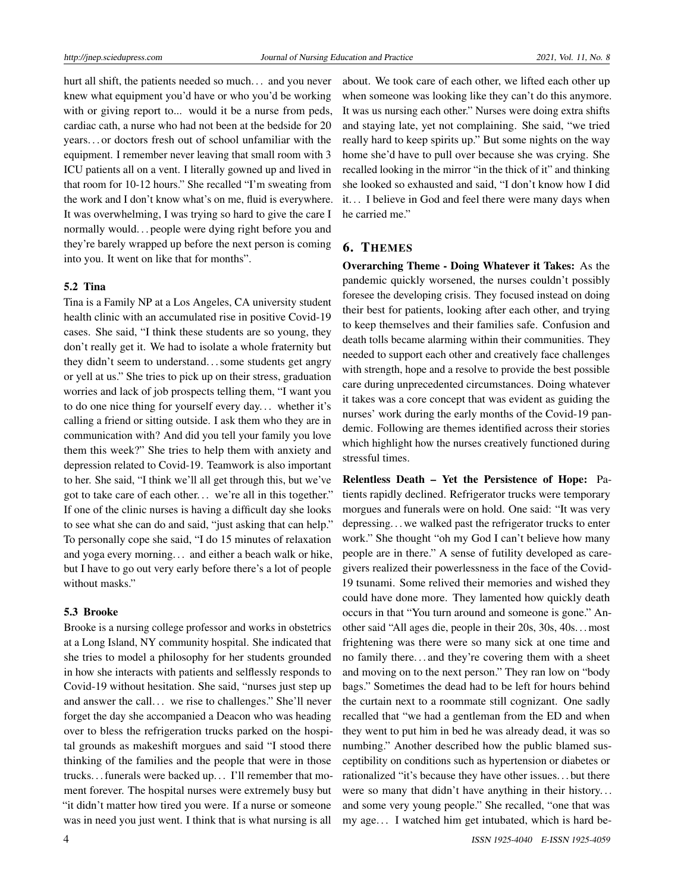hurt all shift, the patients needed so much… and you never knew what equipment you'd have or who you'd be working with or giving report to... would it be a nurse from peds, cardiac cath, a nurse who had not been at the bedside for 20 years… or doctors fresh out of school unfamiliar with the equipment. I remember never leaving that small room with 3 ICU patients all on a vent. I literally gowned up and lived in that room for 10-12 hours." She recalled "I'm sweating from the work and I don't know what's on me, fluid is everywhere. It was overwhelming, I was trying so hard to give the care I normally would… people were dying right before you and they're barely wrapped up before the next person is coming into you. It went on like that for months".

### 5.2 Tina

Tina is a Family NP at a Los Angeles, CA university student health clinic with an accumulated rise in positive Covid-19 cases. She said, "I think these students are so young, they don't really get it. We had to isolate a whole fraternity but they didn't seem to understand… some students get angry or yell at us." She tries to pick up on their stress, graduation worries and lack of job prospects telling them, "I want you to do one nice thing for yourself every day… whether it's calling a friend or sitting outside. I ask them who they are in communication with? And did you tell your family you love them this week?" She tries to help them with anxiety and depression related to Covid-19. Teamwork is also important to her. She said, "I think we'll all get through this, but we've got to take care of each other… we're all in this together." If one of the clinic nurses is having a difficult day she looks to see what she can do and said, "just asking that can help." To personally cope she said, "I do 15 minutes of relaxation and yoga every morning… and either a beach walk or hike, but I have to go out very early before there's a lot of people without masks."

### 5.3 Brooke

Brooke is a nursing college professor and works in obstetrics at a Long Island, NY community hospital. She indicated that she tries to model a philosophy for her students grounded in how she interacts with patients and selflessly responds to Covid-19 without hesitation. She said, "nurses just step up and answer the call… we rise to challenges." She'll never forget the day she accompanied a Deacon who was heading over to bless the refrigeration trucks parked on the hospital grounds as makeshift morgues and said "I stood there thinking of the families and the people that were in those trucks… funerals were backed up… I'll remember that moment forever. The hospital nurses were extremely busy but "it didn't matter how tired you were. If a nurse or someone was in need you just went. I think that is what nursing is all about. We took care of each other, we lifted each other up when someone was looking like they can't do this anymore. It was us nursing each other." Nurses were doing extra shifts and staying late, yet not complaining. She said, "we tried really hard to keep spirits up." But some nights on the way home she'd have to pull over because she was crying. She recalled looking in the mirror "in the thick of it" and thinking she looked so exhausted and said, "I don't know how I did it… I believe in God and feel there were many days when he carried me."

## 6. Themes

**Overarching Theme - Doing Whatever it Takes:** As the pandemic quickly worsened, the nurses couldn't possibly foresee the developing crisis. They focused instead on doing their best for patients, looking after each other, and trying to keep themselves and their families safe. Confusion and death tolls became alarming within their communities. They needed to support each other and creatively face challenges with strength, hope and a resolve to provide the best possible care during unprecedented circumstances. Doing whatever it takes was a core concept that was evident as guiding the nurses' work during the early months of the Covid-19 pandemic. Following are themes identified across their stories which highlight how the nurses creatively functioned during stressful times.

**Relentless Death – Yet the Persistence of Hope:** Patients rapidly declined. Refrigerator trucks were temporary morgues and funerals were on hold. One said: "It was very depressing… we walked past the refrigerator trucks to enter work." She thought "oh my God I can't believe how many people are in there." A sense of futility developed as caregivers realized their powerlessness in the face of the Covid-19 tsunami. Some relived their memories and wished they could have done more. They lamented how quickly death occurs in that "You turn around and someone is gone." Another said "All ages die, people in their 20s, 30s, 40s… most frightening was there were so many sick at one time and no family there… and they're covering them with a sheet and moving on to the next person." They ran low on "body bags." Sometimes the dead had to be left for hours behind the curtain next to a roommate still cognizant. One sadly recalled that "we had a gentleman from the ED and when they went to put him in bed he was already dead, it was so numbing." Another described how the public blamed susceptibility on conditions such as hypertension or diabetes or rationalized "it's because they have other issues… but there were so many that didn't have anything in their history… and some very young people." She recalled, "one that was my age… I watched him get intubated, which is hard be-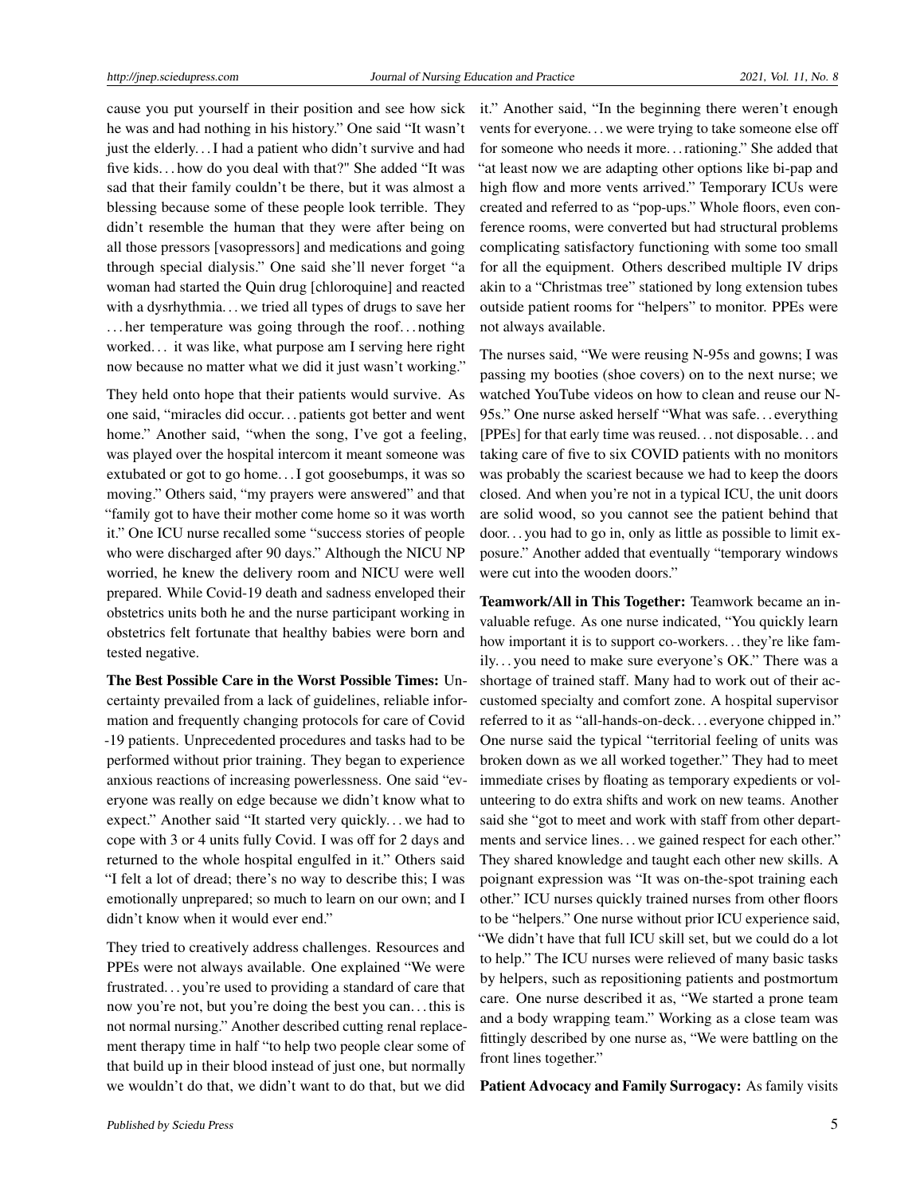cause you put yourself in their position and see how sick he was and had nothing in his history." One said "It wasn't just the elderly. . . I had a patient who didn't survive and had five kids. . . how do you deal with that?" She added "It was sad that their family couldn't be there, but it was almost a blessing because some of these people look terrible. They didn't resemble the human that they were after being on all those pressors [vasopressors] and medications and going through special dialysis." One said she'll never forget "a woman had started the Quin drug [chloroquine] and reacted with a dysrhythmia. . . we tried all types of drugs to save her . . . her temperature was going through the roof. . . nothing worked. . . it was like, what purpose am I serving here right now because no matter what we did it just wasn't working."

They held onto hope that their patients would survive. As one said, "miracles did occur. . . patients got better and went home." Another said, "when the song, I've got a feeling, was played over the hospital intercom it meant someone was extubated or got to go home. . . I got goosebumps, it was so moving." Others said, "my prayers were answered" and that "family got to have their mother come home so it was worth it." One ICU nurse recalled some "success stories of people who were discharged after 90 days." Although the NICU NP worried, he knew the delivery room and NICU were well prepared. While Covid-19 death and sadness enveloped their obstetrics units both he and the nurse participant working in obstetrics felt fortunate that healthy babies were born and tested negative.

**The Best Possible Care in the Worst Possible Times:** Uncertainty prevailed from a lack of guidelines, reliable information and frequently changing protocols for care of Covid -19 patients. Unprecedented procedures and tasks had to be performed without prior training. They began to experience anxious reactions of increasing powerlessness. One said "everyone was really on edge because we didn't know what to expect." Another said "It started very quickly. . . we had to cope with 3 or 4 units fully Covid. I was off for 2 days and returned to the whole hospital engulfed in it." Others said "I felt a lot of dread; there's no way to describe this; I was emotionally unprepared; so much to learn on our own; and I didn't know when it would ever end."

They tried to creatively address challenges. Resources and PPEs were not always available. One explained "We were frustrated. . . you're used to providing a standard of care that now you're not, but you're doing the best you can. . . this is not normal nursing." Another described cutting renal replacement therapy time in half "to help two people clear some of that build up in their blood instead of just one, but normally we wouldn't do that, we didn't want to do that, but we did it." Another said, "In the beginning there weren't enough vents for everyone. . . we were trying to take someone else off for someone who needs it more. . . rationing." She added that "at least now we are adapting other options like bi-pap and high flow and more vents arrived." Temporary ICUs were created and referred to as "pop-ups." Whole floors, even conference rooms, were converted but had structural problems complicating satisfactory functioning with some too small for all the equipment. Others described multiple IV drips akin to a "Christmas tree" stationed by long extension tubes outside patient rooms for "helpers" to monitor. PPEs were not always available.

The nurses said, "We were reusing N-95s and gowns; I was passing my booties (shoe covers) on to the next nurse; we watched YouTube videos on how to clean and reuse our N-95s." One nurse asked herself "What was safe. . . everything [PPEs] for that early time was reused. . . not disposable. . . and taking care of five to six COVID patients with no monitors was probably the scariest because we had to keep the doors closed. And when you're not in a typical ICU, the unit doors are solid wood, so you cannot see the patient behind that door. . . you had to go in, only as little as possible to limit exposure." Another added that eventually "temporary windows were cut into the wooden doors."

**Teamwork/All in This Together:** Teamwork became an invaluable refuge. As one nurse indicated, "You quickly learn how important it is to support co-workers. . . they're like family. . . you need to make sure everyone's OK." There was a shortage of trained staff. Many had to work out of their accustomed specialty and comfort zone. A hospital supervisor referred to it as "all-hands-on-deck. . . everyone chipped in." One nurse said the typical "territorial feeling of units was broken down as we all worked together." They had to meet immediate crises by floating as temporary expedients or volunteering to do extra shifts and work on new teams. Another said she "got to meet and work with staff from other departments and service lines. . . we gained respect for each other." They shared knowledge and taught each other new skills. A poignant expression was "It was on-the-spot training each other." ICU nurses quickly trained nurses from other floors to be "helpers." One nurse without prior ICU experience said, "We didn't have that full ICU skill set, but we could do a lot to help." The ICU nurses were relieved of many basic tasks by helpers, such as repositioning patients and postmortum care. One nurse described it as, "We started a prone team and a body wrapping team." Working as a close team was fittingly described by one nurse as, "We were battling on the front lines together."

**Patient Advocacy and Family Surrogacy:** As family visits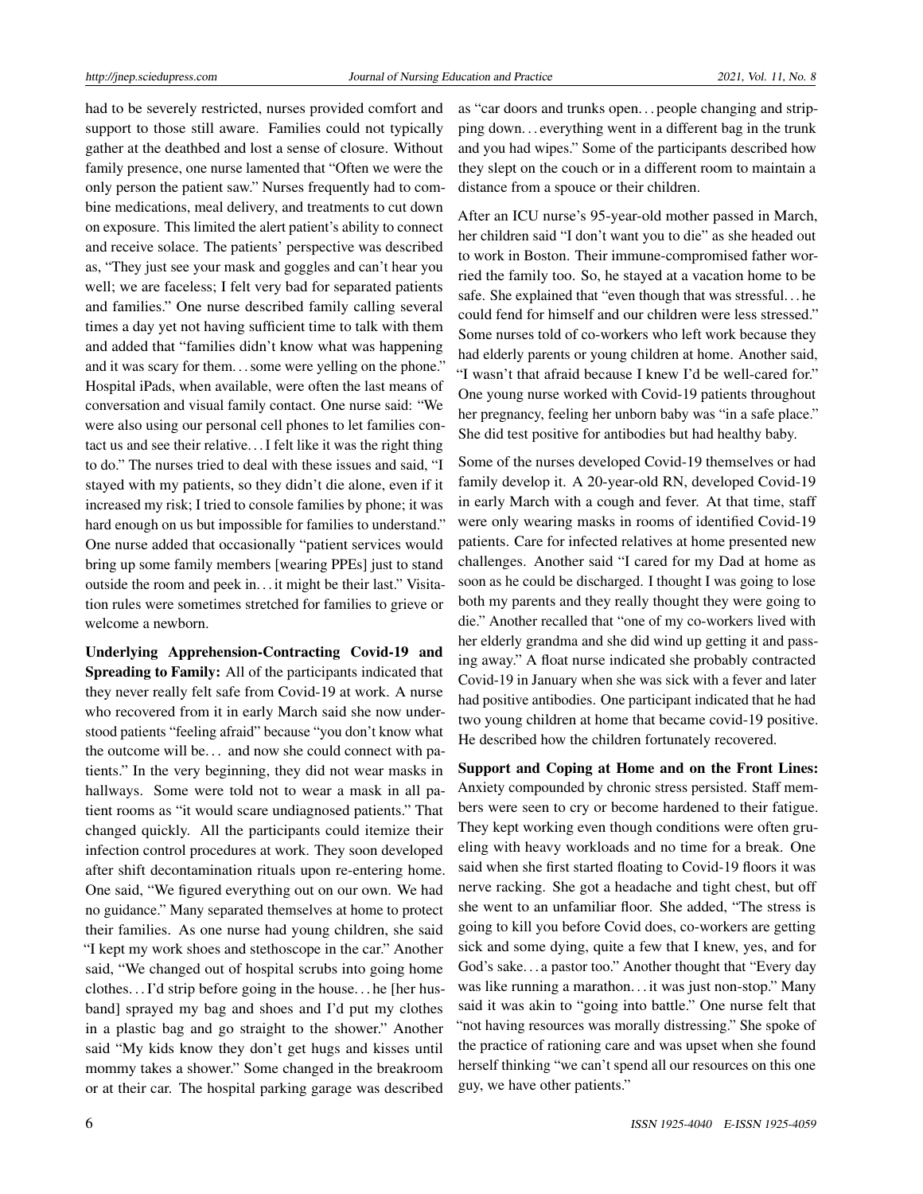had to be severely restricted, nurses provided comfort and support to those still aware. Families could not typically gather at the deathbed and lost a sense of closure. Without family presence, one nurse lamented that "Often we were the only person the patient saw." Nurses frequently had to combine medications, meal delivery, and treatments to cut down on exposure. This limited the alert patient's ability to connect and receive solace. The patients' perspective was described as, "They just see your mask and goggles and can't hear you well; we are faceless; I felt very bad for separated patients and families." One nurse described family calling several times a day yet not having sufficient time to talk with them and added that "families didn't know what was happening and it was scary for them. . . some were yelling on the phone." Hospital iPads, when available, were often the last means of conversation and visual family contact. One nurse said: "We were also using our personal cell phones to let families contact us and see their relative. . . I felt like it was the right thing to do." The nurses tried to deal with these issues and said, "I stayed with my patients, so they didn't die alone, even if it increased my risk; I tried to console families by phone; it was hard enough on us but impossible for families to understand." One nurse added that occasionally "patient services would bring up some family members [wearing PPEs] just to stand outside the room and peek in. . . it might be their last." Visitation rules were sometimes stretched for families to grieve or welcome a newborn.

**Underlying Apprehension-Contracting Covid-19 and Spreading to Family:** All of the participants indicated that they never really felt safe from Covid-19 at work. A nurse who recovered from it in early March said she now understood patients "feeling afraid" because "you don't know what the outcome will be. . . and now she could connect with patients." In the very beginning, they did not wear masks in hallways. Some were told not to wear a mask in all patient rooms as "it would scare undiagnosed patients." That changed quickly. All the participants could itemize their infection control procedures at work. They soon developed after shift decontamination rituals upon re-entering home. One said, "We figured everything out on our own. We had no guidance." Many separated themselves at home to protect their families. As one nurse had young children, she said "I kept my work shoes and stethoscope in the car." Another said, "We changed out of hospital scrubs into going home clothes. . . I'd strip before going in the house. . . he [her husband] sprayed my bag and shoes and I'd put my clothes in a plastic bag and go straight to the shower." Another said "My kids know they don't get hugs and kisses until mommy takes a shower." Some changed in the breakroom or at their car. The hospital parking garage was described as "car doors and trunks open. . . people changing and stripping down. . . everything went in a different bag in the trunk and you had wipes." Some of the participants described how they slept on the couch or in a different room to maintain a distance from a spouce or their children.

After an ICU nurse's 95-year-old mother passed in March, her children said "I don't want you to die" as she headed out to work in Boston. Their immune-compromised father worried the family too. So, he stayed at a vacation home to be safe. She explained that "even though that was stressful. . . he could fend for himself and our children were less stressed." Some nurses told of co-workers who left work because they had elderly parents or young children at home. Another said, "I wasn't that afraid because I knew I'd be well-cared for." One young nurse worked with Covid-19 patients throughout her pregnancy, feeling her unborn baby was "in a safe place." She did test positive for antibodies but had healthy baby.

Some of the nurses developed Covid-19 themselves or had family develop it. A 20-year-old RN, developed Covid-19 in early March with a cough and fever. At that time, staff were only wearing masks in rooms of identified Covid-19 patients. Care for infected relatives at home presented new challenges. Another said "I cared for my Dad at home as soon as he could be discharged. I thought I was going to lose both my parents and they really thought they were going to die." Another recalled that "one of my co-workers lived with her elderly grandma and she did wind up getting it and passing away." A float nurse indicated she probably contracted Covid-19 in January when she was sick with a fever and later had positive antibodies. One participant indicated that he had two young children at home that became covid-19 positive. He described how the children fortunately recovered.

**Support and Coping at Home and on the Front Lines:** Anxiety compounded by chronic stress persisted. Staff members were seen to cry or become hardened to their fatigue. They kept working even though conditions were often grueling with heavy workloads and no time for a break. One said when she first started floating to Covid-19 floors it was nerve racking. She got a headache and tight chest, but off she went to an unfamiliar floor. She added, "The stress is going to kill you before Covid does, co-workers are getting sick and some dying, quite a few that I knew, yes, and for God's sake. . . a pastor too." Another thought that "Every day was like running a marathon. . . it was just non-stop." Many said it was akin to "going into battle." One nurse felt that "not having resources was morally distressing." She spoke of the practice of rationing care and was upset when she found herself thinking "we can't spend all our resources on this one guy, we have other patients."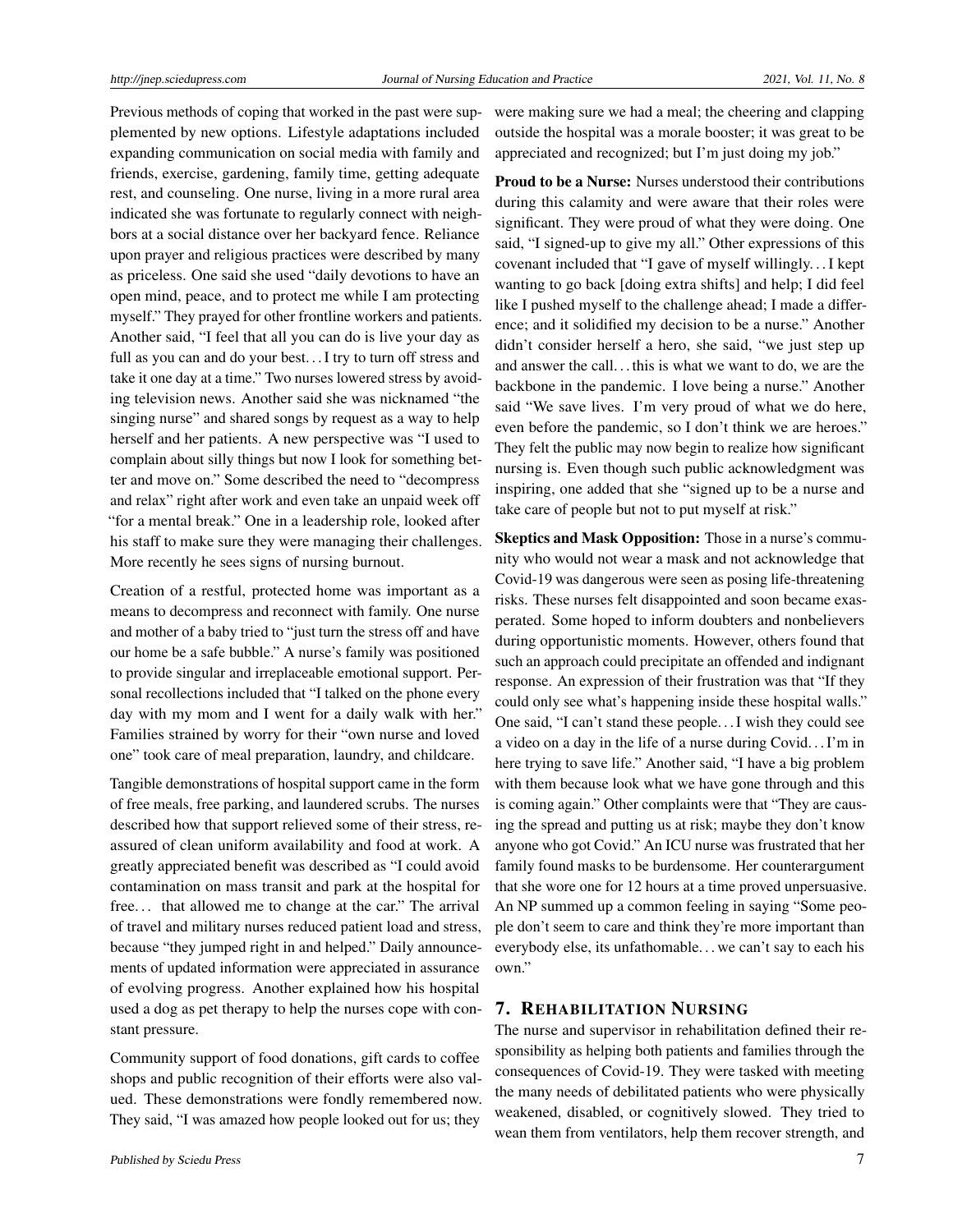Previous methods of coping that worked in the past were supplemented by new options. Lifestyle adaptations included expanding communication on social media with family and friends, exercise, gardening, family time, getting adequate rest, and counseling. One nurse, living in a more rural area indicated she was fortunate to regularly connect with neighbors at a social distance over her backyard fence. Reliance upon prayer and religious practices were described by many as priceless. One said she used "daily devotions to have an open mind, peace, and to protect me while I am protecting myself." They prayed for other frontline workers and patients. Another said, "I feel that all you can do is live your day as full as you can and do your best. . . I try to turn off stress and take it one day at a time." Two nurses lowered stress by avoiding television news. Another said she was nicknamed "the singing nurse" and shared songs by request as a way to help herself and her patients. A new perspective was "I used to complain about silly things but now I look for something better and move on." Some described the need to "decompress and relax" right after work and even take an unpaid week off "for a mental break." One in a leadership role, looked after his staff to make sure they were managing their challenges. More recently he sees signs of nursing burnout.

Creation of a restful, protected home was important as a means to decompress and reconnect with family. One nurse and mother of a baby tried to "just turn the stress off and have our home be a safe bubble." A nurse's family was positioned to provide singular and irreplaceable emotional support. Personal recollections included that "I talked on the phone every day with my mom and I went for a daily walk with her." Families strained by worry for their "own nurse and loved one" took care of meal preparation, laundry, and childcare.

Tangible demonstrations of hospital support came in the form of free meals, free parking, and laundered scrubs. The nurses described how that support relieved some of their stress, reassured of clean uniform availability and food at work. A greatly appreciated benefit was described as "I could avoid contamination on mass transit and park at the hospital for free. . . that allowed me to change at the car." The arrival of travel and military nurses reduced patient load and stress, because "they jumped right in and helped." Daily announcements of updated information were appreciated in assurance of evolving progress. Another explained how his hospital used a dog as pet therapy to help the nurses cope with constant pressure.

Community support of food donations, gift cards to coffee shops and public recognition of their efforts were also valued. These demonstrations were fondly remembered now. They said, "I was amazed how people looked out for us; they were making sure we had a meal; the cheering and clapping outside the hospital was a morale booster; it was great to be appreciated and recognized; but I'm just doing my job."

**Proud to be a Nurse:** Nurses understood their contributions during this calamity and were aware that their roles were significant. They were proud of what they were doing. One said, "I signed-up to give my all." Other expressions of this covenant included that "I gave of myself willingly. . . I kept wanting to go back [doing extra shifts] and help; I did feel like I pushed myself to the challenge ahead; I made a difference; and it solidified my decision to be a nurse." Another didn't consider herself a hero, she said, "we just step up and answer the call. . . this is what we want to do, we are the backbone in the pandemic. I love being a nurse." Another said "We save lives. I'm very proud of what we do here, even before the pandemic, so I don't think we are heroes." They felt the public may now begin to realize how significant nursing is. Even though such public acknowledgment was inspiring, one added that she "signed up to be a nurse and take care of people but not to put myself at risk."

**Skeptics and Mask Opposition:** Those in a nurse's community who would not wear a mask and not acknowledge that Covid-19 was dangerous were seen as posing life-threatening risks. These nurses felt disappointed and soon became exasperated. Some hoped to inform doubters and nonbelievers during opportunistic moments. However, others found that such an approach could precipitate an offended and indignant response. An expression of their frustration was that "If they could only see what's happening inside these hospital walls." One said, "I can't stand these people. . . I wish they could see a video on a day in the life of a nurse during Covid. . . I'm in here trying to save life." Another said, "I have a big problem with them because look what we have gone through and this is coming again." Other complaints were that "They are causing the spread and putting us at risk; maybe they don't know anyone who got Covid." An ICU nurse was frustrated that her family found masks to be burdensome. Her counterargument that she wore one for 12 hours at a time proved unpersuasive. An NP summed up a common feeling in saying "Some people don't seem to care and think they're more important than everybody else, its unfathomable. . . we can't say to each his own."

## 7. Rehabilitation Nursing

The nurse and supervisor in rehabilitation defined their responsibility as helping both patients and families through the consequences of Covid-19. They were tasked with meeting the many needs of debilitated patients who were physically weakened, disabled, or cognitively slowed. They tried to wean them from ventilators, help them recover strength, and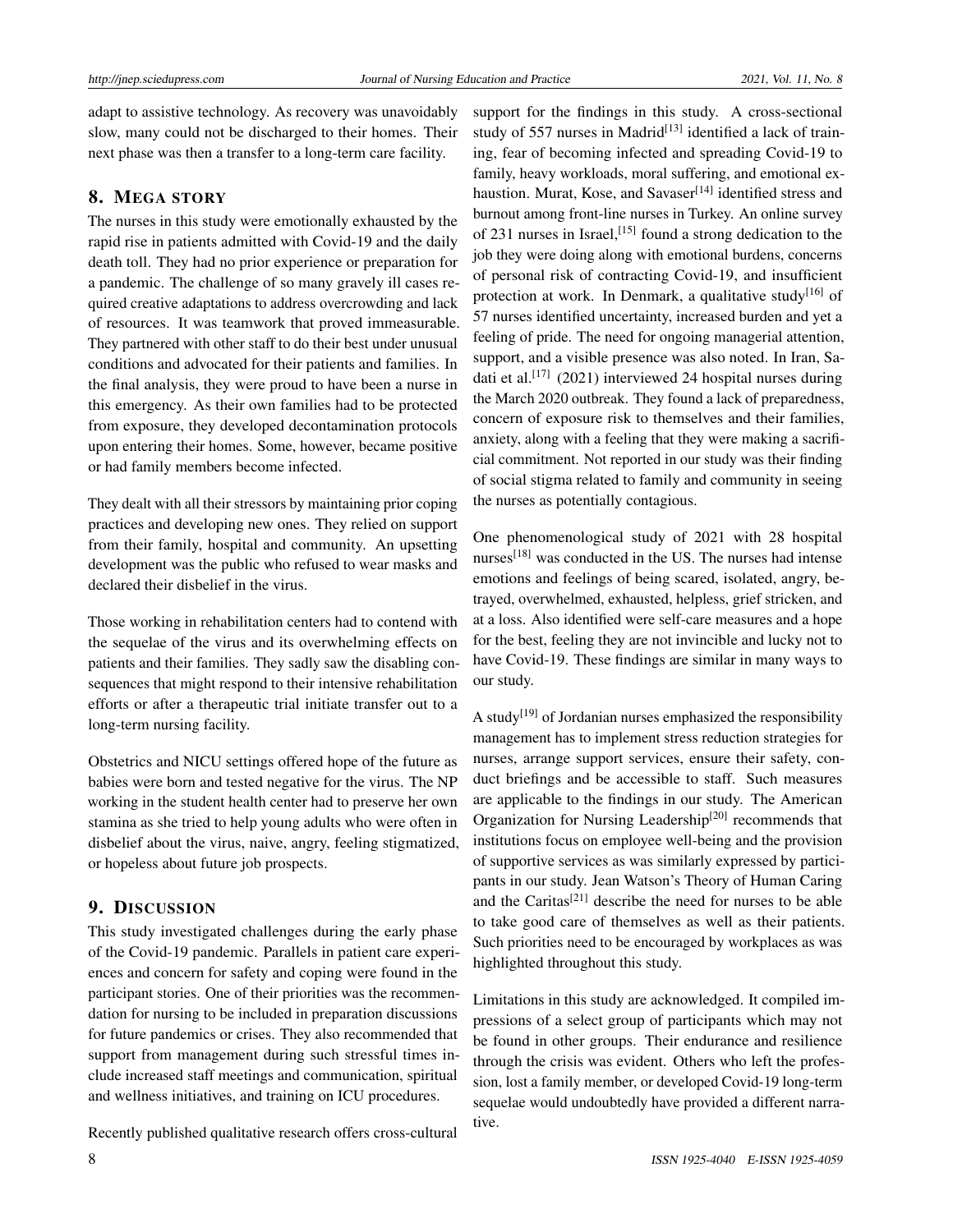adapt to assistive technology. As recovery was unavoidably slow, many could not be discharged to their homes. Their next phase was then a transfer to a long-term care facility.

## 8. MEGA STORY

The nurses in this study were emotionally exhausted by the rapid rise in patients admitted with Covid-19 and the daily death toll. They had no prior experience or preparation for a pandemic. The challenge of so many gravely ill cases required creative adaptations to address overcrowding and lack of resources. It was teamwork that proved immeasurable. They partnered with other staff to do their best under unusual conditions and advocated for their patients and families. In the final analysis, they were proud to have been a nurse in this emergency. As their own families had to be protected from exposure, they developed decontamination protocols upon entering their homes. Some, however, became positive or had family members become infected.

They dealt with all their stressors by maintaining prior coping practices and developing new ones. They relied on support from their family, hospital and community. An upsetting development was the public who refused to wear masks and declared their disbelief in the virus.

Those working in rehabilitation centers had to contend with the sequelae of the virus and its overwhelming effects on patients and their families. They sadly saw the disabling consequences that might respond to their intensive rehabilitation efforts or after a therapeutic trial initiate transfer out to a long-term nursing facility.

Obstetrics and NICU settings offered hope of the future as babies were born and tested negative for the virus. The NP working in the student health center had to preserve her own stamina as she tried to help young adults who were often in disbelief about the virus, naive, angry, feeling stigmatized, or hopeless about future job prospects.

## 9. DISCUSSION

This study investigated challenges during the early phase of the Covid-19 pandemic. Parallels in patient care experiences and concern for safety and coping were found in the participant stories. One of their priorities was the recommendation for nursing to be included in preparation discussions for future pandemics or crises. They also recommended that support from management during such stressful times include increased staff meetings and communication, spiritual and wellness initiatives, and training on ICU procedures.

Recently published qualitative research offers cross-cultural support for the findings in this study. A cross-sectional study of 557 nurses in Madrid[13] identified a lack of training, fear of becoming infected and spreading Covid-19 to family, heavy workloads, moral suffering, and emotional exhaustion. Murat, Kose, and Savaser[14] identified stress and burnout among front-line nurses in Turkey. An online survey of 231 nurses in Israel,[15] found a strong dedication to the job they were doing along with emotional burdens, concerns of personal risk of contracting Covid-19, and insufficient protection at work. In Denmark, a qualitative study[16] of 57 nurses identified uncertainty, increased burden and yet a feeling of pride. The need for ongoing managerial attention, support, and a visible presence was also noted. In Iran, Sadati et al.[17] (2021) interviewed 24 hospital nurses during the March 2020 outbreak. They found a lack of preparedness, concern of exposure risk to themselves and their families, anxiety, along with a feeling that they were making a sacrificial commitment. Not reported in our study was their finding of social stigma related to family and community in seeing the nurses as potentially contagious.

One phenomenological study of 2021 with 28 hospital nurses[18] was conducted in the US. The nurses had intense emotions and feelings of being scared, isolated, angry, betrayed, overwhelmed, exhausted, helpless, grief stricken, and at a loss. Also identified were self-care measures and a hope for the best, feeling they are not invincible and lucky not to have Covid-19. These findings are similar in many ways to our study.

A study[19] of Jordanian nurses emphasized the responsibility management has to implement stress reduction strategies for nurses, arrange support services, ensure their safety, conduct briefings and be accessible to staff. Such measures are applicable to the findings in our study. The American Organization for Nursing Leadership[20] recommends that institutions focus on employee well-being and the provision of supportive services as was similarly expressed by participants in our study. Jean Watson's Theory of Human Caring and the Caritas[21] describe the need for nurses to be able to take good care of themselves as well as their patients. Such priorities need to be encouraged by workplaces as was highlighted throughout this study.

Limitations in this study are acknowledged. It compiled impressions of a select group of participants which may not be found in other groups. Their endurance and resilience through the crisis was evident. Others who left the profession, lost a family member, or developed Covid-19 long-term sequelae would undoubtedly have provided a different narrative.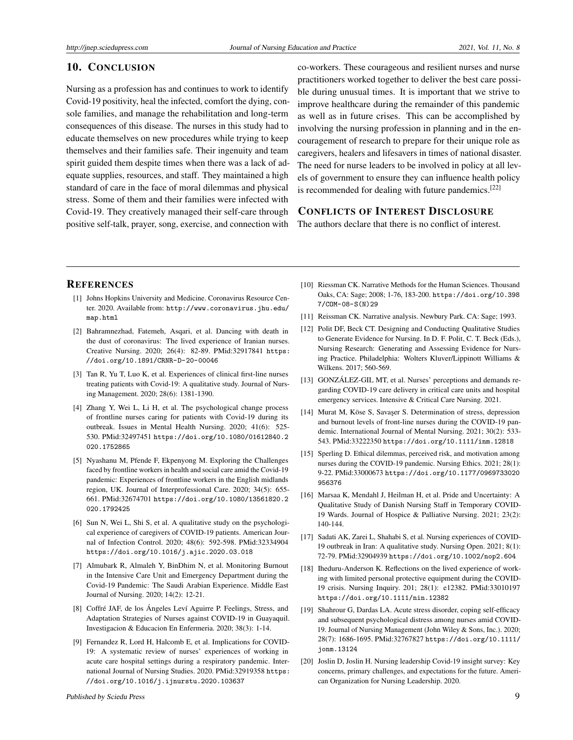## 10. Conclusion

Nursing as a profession has and continues to work to identify Covid-19 positivity, heal the infected, comfort the dying, console families, and manage the rehabilitation and long-term consequences of this disease. The nurses in this study had to educate themselves on new procedures while trying to keep themselves and their families safe. Their ingenuity and team spirit guided them despite times when there was a lack of adequate supplies, resources, and staff. They maintained a high standard of care in the face of moral dilemmas and physical stress. Some of them and their families were infected with Covid-19. They creatively managed their self-care through positive self-talk, prayer, song, exercise, and connection with co-workers. These courageous and resilient nurses and nurse practitioners worked together to deliver the best care possible during unusual times. It is important that we strive to improve healthcare during the remainder of this pandemic as well as in future crises. This can be accomplished by involving the nursing profession in planning and in the encouragement of research to prepare for their unique role as caregivers, healers and lifesavers in times of national disaster. The need for nurse leaders to be involved in policy at all levels of government to ensure they can influence health policy is recommended for dealing with future pandemics.[22]

## Conflicts of Interest Disclosure

The authors declare that there is no conflict of interest.

## References

[1] Johns Hopkins University and Medicine. Coronavirus Resource Center. 2020. Available from: http://www.coronavirus.jhu.edu/map.html

[2] Bahramnezhad, Fatemeh, Asqari, et al. Dancing with death in the dust of coronavirus: The lived experience of Iranian nurses. Creative Nursing. 2020; 26(4): 82-89. PMid:32917841 https://doi.org/10.1891/CRNR-D-20-00046

[3] Tan R, Yu T, Luo K, et al. Experiences of clinical first-line nurses treating patients with Covid-19: A qualitative study. Journal of Nursing Management. 2020; 28(6): 1381-1390.

[4] Zhang Y, Wei L, Li H, et al. The psychological change process of frontline nurses caring for patients with Covid-19 during its outbreak. Issues in Mental Health Nursing. 2020; 41(6): 525-530. PMid:32497451 https://doi.org/10.1080/01612840.2020.1752865

[5] Nyashanu M, Pfende F, Ekpenyong M. Exploring the Challenges faced by frontline workers in health and social care amid the Covid-19 pandemic: Experiences of frontline workers in the English midlands region, UK. Journal of Interprofessional Care. 2020; 34(5): 655-661. PMid:32674701 https://doi.org/10.1080/13561820.2020.1792425

[6] Sun N, Wei L, Shi S, et al. A qualitative study on the psychological experience of caregivers of COVID-19 patients. American Journal of Infection Control. 2020; 48(6): 592-598. PMid:32334904 https://doi.org/10.1016/j.ajic.2020.03.018

[7] Almubark R, Almaleh Y, BinDhim N, et al. Monitoring Burnout in the Intensive Care Unit and Emergency Department during the Covid-19 Pandemic: The Saudi Arabian Experience. Middle East Journal of Nursing. 2020; 14(2): 12-21.

[8] Coffré JAF, de los Ángeles Leví Aguirre P. Feelings, Stress, and Adaptation Strategies of Nurses against COVID-19 in Guayaquil. Investigacion & Educacion En Enfermeria. 2020; 38(3): 1-14.

[9] Fernandez R, Lord H, Halcomb E, et al. Implications for COVID-19: A systematic review of nurses' experiences of working in acute care hospital settings during a respiratory pandemic. International Journal of Nursing Studies. 2020. PMid:32919358 https://doi.org/10.1016/j.ijnurstu.2020.103637

[10] Riessman CK. Narrative Methods for the Human Sciences. Thousand Oaks, CA: Sage; 2008; 1-76, 183-200. https://doi.org/10.3987/COM-08-S(N)29

[11] Reissman CK. Narrative analysis. Newbury Park. CA: Sage; 1993.

[12] Polit DF, Beck CT. Designing and Conducting Qualitative Studies to Generate Evidence for Nursing. In D. F. Polit, C. T. Beck (Eds.), Nursing Research: Generating and Assessing Evidence for Nursing Practice. Philadelphia: Wolters Kluver/Lippinott Williams & Wilkens. 2017; 560-569.

[13] GONZÁLEZ-GIL MT, et al. Nurses' perceptions and demands regarding COVID-19 care delivery in critical care units and hospital emergency services. Intensive & Critical Care Nursing. 2021.

[14] Murat M, Köse S, Savaşer S. Determination of stress, depression and burnout levels of front-line nurses during the COVID-19 pandemic. International Journal of Mental Nursing. 2021; 30(2): 533-543. PMid:33222350 https://doi.org/10.1111/inm.12818

[15] Sperling D. Ethical dilemmas, perceived risk, and motivation among nurses during the COVID-19 pandemic. Nursing Ethics. 2021; 28(1): 9-22. PMid:33000673 https://doi.org/10.1177/0969733020956376

[16] Marsaa K, Mendahl J, Heilman H, et al. Pride and Uncertainty: A Qualitative Study of Danish Nursing Staff in Temporary COVID-19 Wards. Journal of Hospice & Palliative Nursing. 2021; 23(2): 140-144.

[17] Sadati AK, Zarei L, Shahabi S, et al. Nursing experiences of COVID-19 outbreak in Iran: A qualitative study. Nursing Open. 2021; 8(1): 72-79. PMid:32904939 https://doi.org/10.1002/nop2.604

[18] Iheduru-Anderson K. Reflections on the lived experience of working with limited personal protective equipment during the COVID-19 crisis. Nursing Inquiry. 201; 28(1): e12382. PMid:33010197 https://doi.org/10.1111/nin.12382

[19] Shahrour G, Dardas LA. Acute stress disorder, coping self-efficacy and subsequent psychological distress among nurses amid COVID-19. Journal of Nursing Management (John Wiley & Sons, Inc.). 2020; 28(7): 1686-1695. PMid:32767827 https://doi.org/10.1111/jonm.13124

[20] Joslin D, Joslin H. Nursing leadership Covid-19 insight survey: Key concerns, primary challenges, and expectations for the future. American Organization for Nursing Leadership. 2020.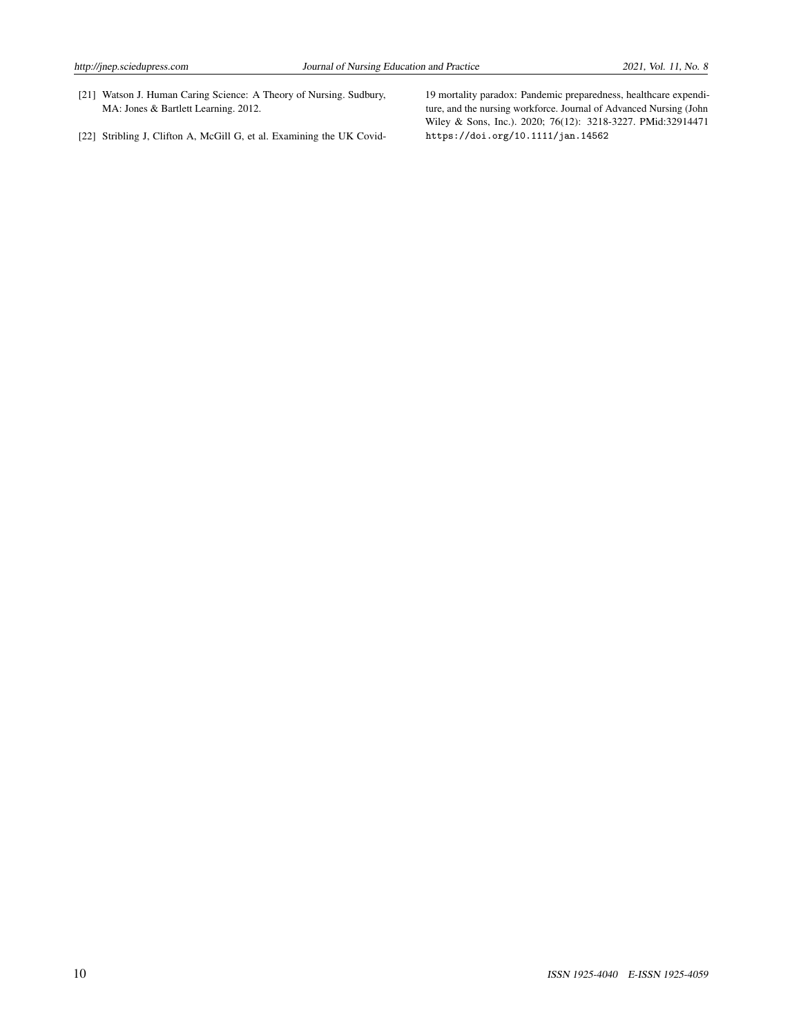[21] Watson J. Human Caring Science: A Theory of Nursing. Sudbury, MA: Jones & Bartlett Learning. 2012.

[22] Stribling J, Clifton A, McGill G, et al. Examining the UK Covid-19 mortality paradox: Pandemic preparedness, healthcare expenditure, and the nursing workforce. Journal of Advanced Nursing (John Wiley & Sons, Inc.). 2020; 76(12): 3218-3227. PMid:32914471 https://doi.org/10.1111/jan.14562